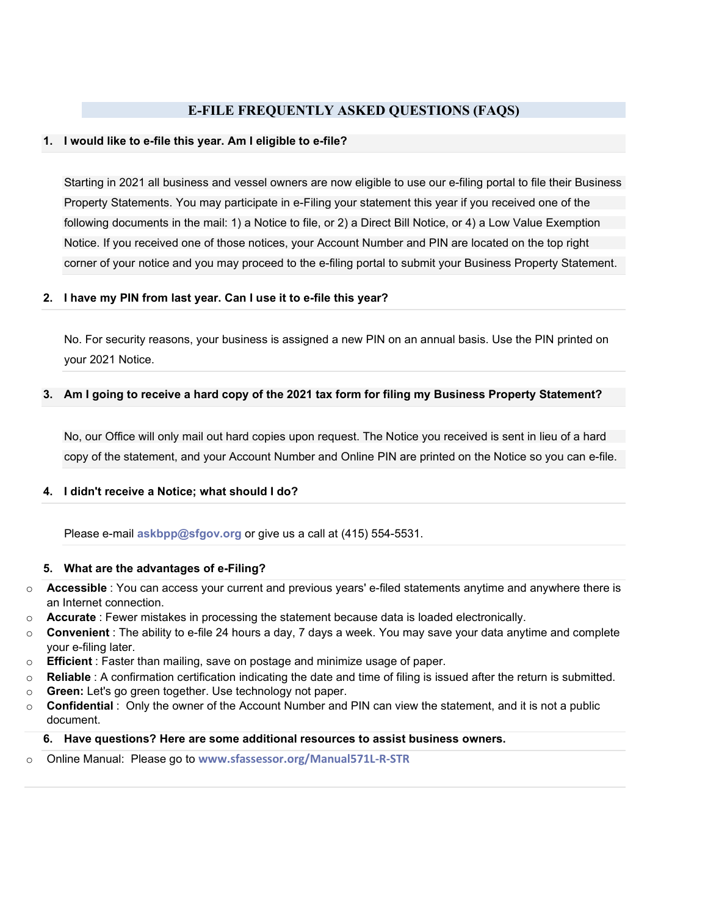# E-FILE FREQUENTLY ASKED QUESTIONS (FAQS)

**1. I would like to e-file this year. Am I eligible to e-file?**

Starting in 2021 all business and vessel owners are now eligible to use our e-filing portal to file their Business Property Statements. You may participate in e-Filing your statement this year if you received one of the following documents in the mail: 1) a Notice to file, or 2) a Direct Bill Notice, or 4) a Low Value Exemption Notice. If you received one of those notices, your Account Number and PIN are located on the top right corner of your notice and you may proceed to the e-filing portal to submit your Business Property Statement.

**2. I have my PIN from last year. Can I use it to e-file this year?**

No. For security reasons, your business is assigned a new PIN on an annual basis. Use the PIN printed on your 2021 Notice.

**3. Am I going to receive a hard copy of the 2021 tax form for filing my Business Property Statement?**

No, our Office will only mail out hard copies upon request. The Notice you received is sent in lieu of a hard copy of the statement, and your Account Number and Online PIN are printed on the Notice so you can e-file.

**4. I didn't receive a Notice; what should I do?**

Please e-mail **askbpp@sfgov.org** or give us a call at (415) 554-5531.

**5. What are the advantages of e-Filing?**

- **Accessible** : You can access your current and previous years' e-filed statements anytime and anywhere there is an Internet connection.
- **Accurate** : Fewer mistakes in processing the statement because data is loaded electronically.
- **Convenient** : The ability to e-file 24 hours a day, 7 days a week. You may save your data anytime and complete your e-filing later.
- **Efficient** : Faster than mailing, save on postage and minimize usage of paper.
- **Reliable** : A confirmation certification indicating the date and time of filing is issued after the return is submitted.
- **Green:** Let's go green together. Use technology not paper.
- **Confidential** : Only the owner of the Account Number and PIN can view the statement, and it is not a public document.

**6. Have questions? Here are some additional resources to assist business owners.**

- Online Manual: Please go to **www.sfassessor.org/Manual571L-R-STR**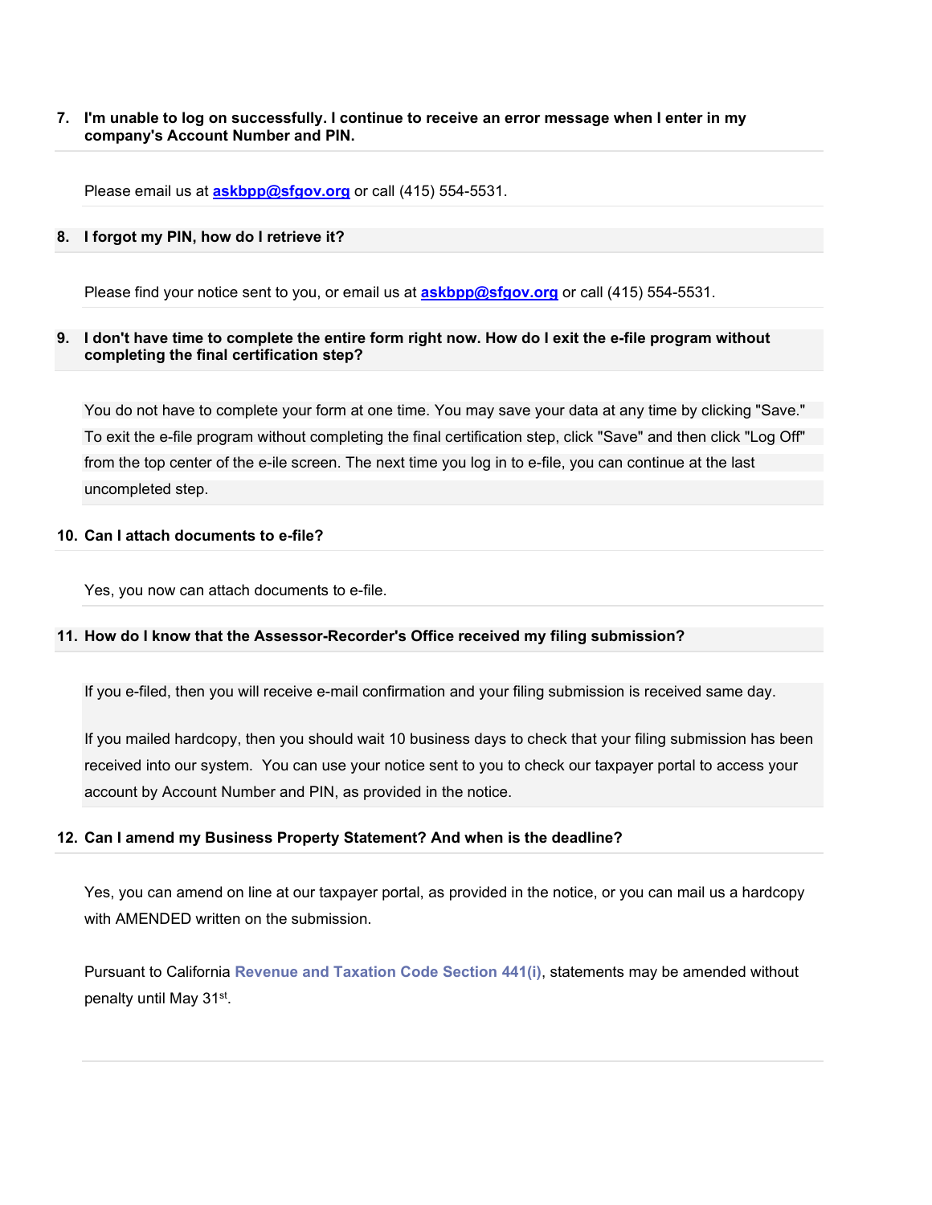**7. I'm unable to log on successfully. I continue to receive an error message when I enter in my company's Account Number and PIN.**

Please email us at **askbpp@sfgov.org** or call (415) 554-5531.

**8. I forgot my PIN, how do I retrieve it?**

Please find your notice sent to you, or email us at **askbpp@sfgov.org** or call (415) 554-5531.

**9. I don't have time to complete the entire form right now. How do I exit the e-file program without completing the final certification step?**

You do not have to complete your form at one time. You may save your data at any time by clicking "Save." To exit the e-file program without completing the final certification step, click "Save" and then click "Log Off" from the top center of the e-ile screen. The next time you log in to e-file, you can continue at the last uncompleted step.

**10. Can I attach documents to e-file?**

Yes, you now can attach documents to e-file.

**11. How do I know that the Assessor-Recorder's Office received my filing submission?**

If you e-filed, then you will receive e-mail confirmation and your filing submission is received same day.

If you mailed hardcopy, then you should wait 10 business days to check that your filing submission has been received into our system. You can use your notice sent to you to check our taxpayer portal to access your account by Account Number and PIN, as provided in the notice.

**12. Can I amend my Business Property Statement? And when is the deadline?**

Yes, you can amend on line at our taxpayer portal, as provided in the notice, or you can mail us a hardcopy with AMENDED written on the submission.

Pursuant to California **Revenue and Taxation Code Section 441(i)**, statements may be amended without penalty until May 31st.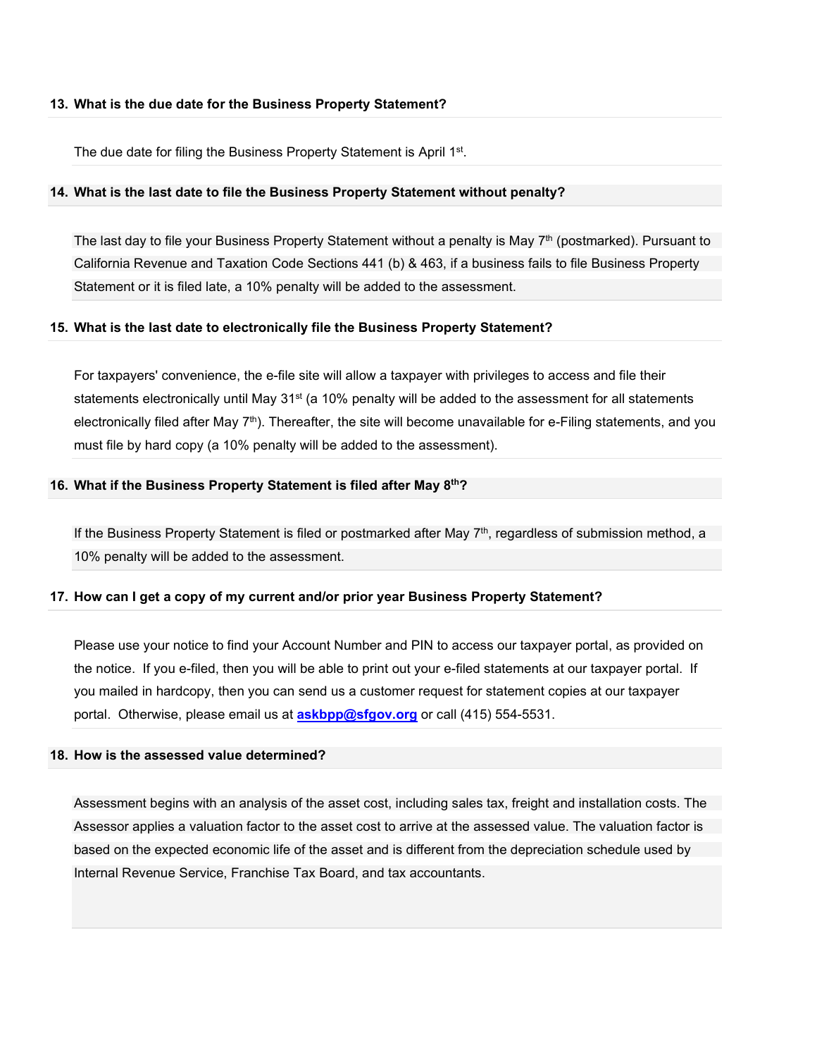**13. What is the due date for the Business Property Statement?**

The due date for filing the Business Property Statement is April 1st.

**14. What is the last date to file the Business Property Statement without penalty?**

The last day to file your Business Property Statement without a penalty is May 7th (postmarked). Pursuant to California Revenue and Taxation Code Sections 441 (b) & 463, if a business fails to file Business Property Statement or it is filed late, a 10% penalty will be added to the assessment.

**15. What is the last date to electronically file the Business Property Statement?**

For taxpayers' convenience, the e-file site will allow a taxpayer with privileges to access and file their statements electronically until May 31st (a 10% penalty will be added to the assessment for all statements electronically filed after May 7th). Thereafter, the site will become unavailable for e-Filing statements, and you must file by hard copy (a 10% penalty will be added to the assessment).

**16. What if the Business Property Statement is filed after May 8th?**

If the Business Property Statement is filed or postmarked after May 7th, regardless of submission method, a 10% penalty will be added to the assessment.

**17. How can I get a copy of my current and/or prior year Business Property Statement?**

Please use your notice to find your Account Number and PIN to access our taxpayer portal, as provided on the notice. If you e-filed, then you will be able to print out your e-filed statements at our taxpayer portal. If you mailed in hardcopy, then you can send us a customer request for statement copies at our taxpayer portal. Otherwise, please email us at **askbpp@sfgov.org** or call (415) 554-5531.

**18. How is the assessed value determined?**

Assessment begins with an analysis of the asset cost, including sales tax, freight and installation costs. The Assessor applies a valuation factor to the asset cost to arrive at the assessed value. The valuation factor is based on the expected economic life of the asset and is different from the depreciation schedule used by Internal Revenue Service, Franchise Tax Board, and tax accountants.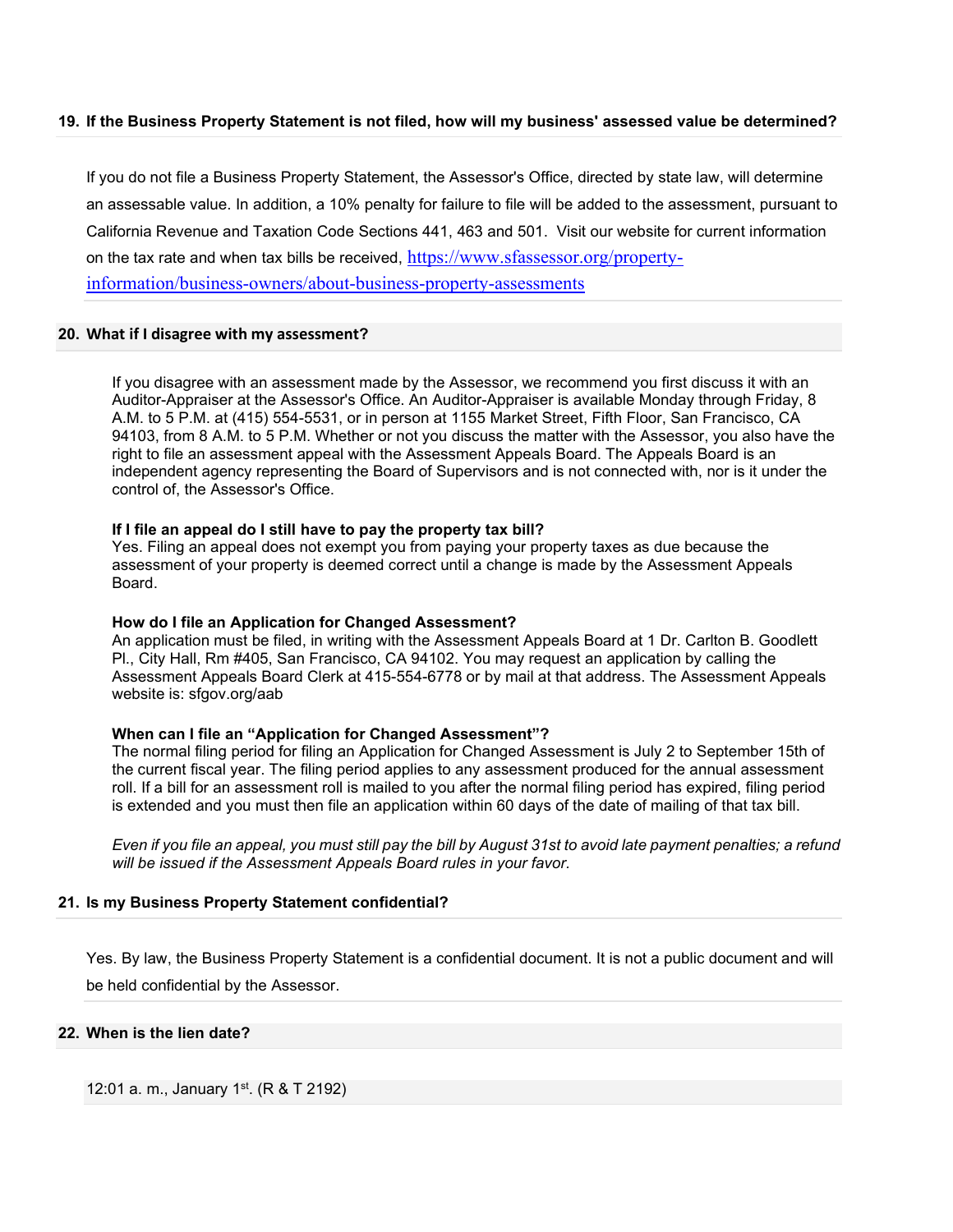### 19. If the Business Property Statement is not filed, how will my business' assessed value be determined?

If you do not file a Business Property Statement, the Assessor's Office, directed by state law, will determine an assessable value. In addition, a 10% penalty for failure to file will be added to the assessment, pursuant to California Revenue and Taxation Code Sections 441, 463 and 501. Visit our website for current information on the tax rate and when tax bills be received, https://www.sfassessor.org/property-information/business-owners/about-business-property-assessments

### 20. What if I disagree with my assessment?

If you disagree with an assessment made by the Assessor, we recommend you first discuss it with an Auditor-Appraiser at the Assessor's Office. An Auditor-Appraiser is available Monday through Friday, 8 A.M. to 5 P.M. at (415) 554-5531, or in person at 1155 Market Street, Fifth Floor, San Francisco, CA 94103, from 8 A.M. to 5 P.M. Whether or not you discuss the matter with the Assessor, you also have the right to file an assessment appeal with the Assessment Appeals Board. The Appeals Board is an independent agency representing the Board of Supervisors and is not connected with, nor is it under the control of, the Assessor's Office.

**If I file an appeal do I still have to pay the property tax bill?**
Yes. Filing an appeal does not exempt you from paying your property taxes as due because the assessment of your property is deemed correct until a change is made by the Assessment Appeals Board.

**How do I file an Application for Changed Assessment?**
An application must be filed, in writing with the Assessment Appeals Board at 1 Dr. Carlton B. Goodlett Pl., City Hall, Rm #405, San Francisco, CA 94102. You may request an application by calling the Assessment Appeals Board Clerk at 415-554-6778 or by mail at that address. The Assessment Appeals website is: sfgov.org/aab

**When can I file an "Application for Changed Assessment"?**
The normal filing period for filing an Application for Changed Assessment is July 2 to September 15th of the current fiscal year. The filing period applies to any assessment produced for the annual assessment roll. If a bill for an assessment roll is mailed to you after the normal filing period has expired, filing period is extended and you must then file an application within 60 days of the date of mailing of that tax bill.

*Even if you file an appeal, you must still pay the bill by August 31st to avoid late payment penalties; a refund will be issued if the Assessment Appeals Board rules in your favor.*

### 21. Is my Business Property Statement confidential?

Yes. By law, the Business Property Statement is a confidential document. It is not a public document and will be held confidential by the Assessor.

### 22. When is the lien date?

12:01 a. m., January 1st. (R & T 2192)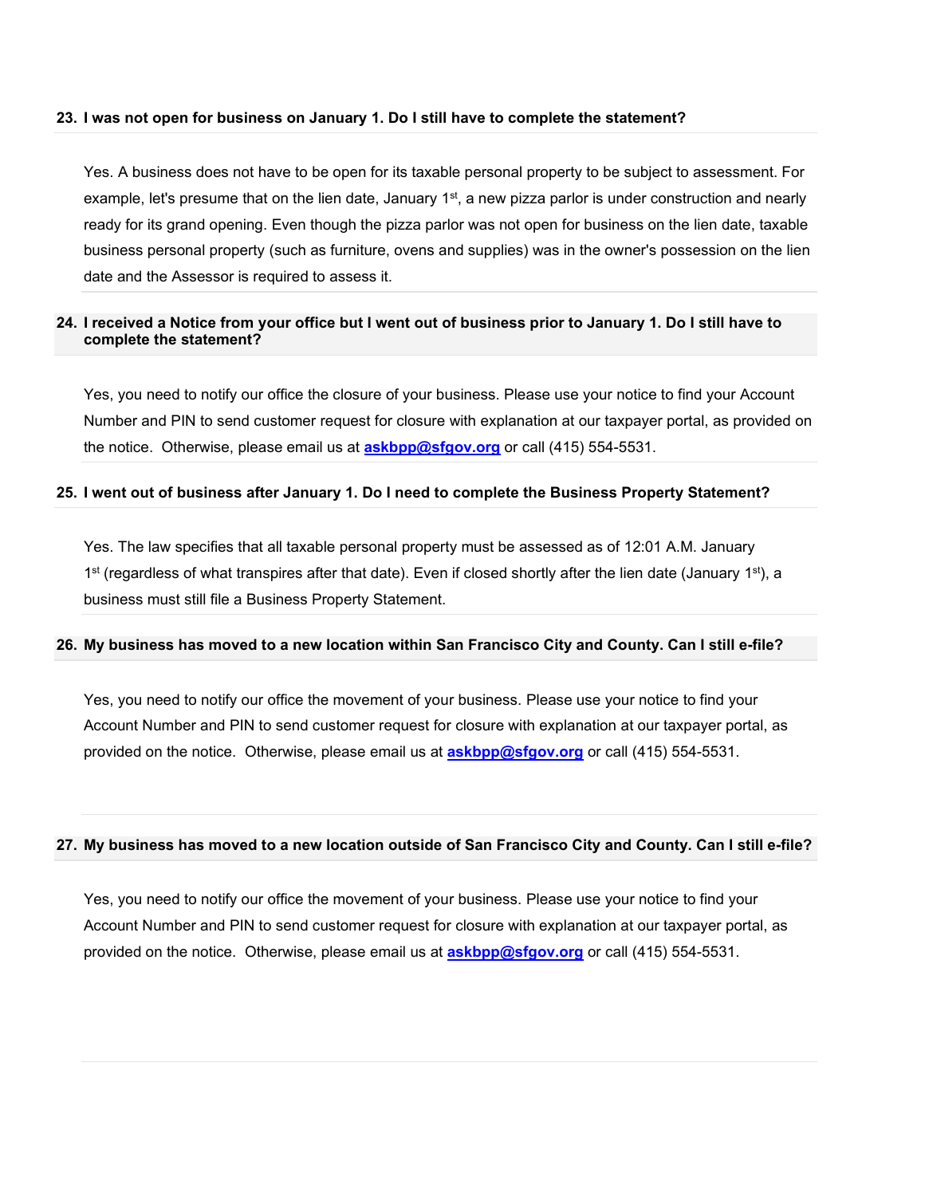**23. I was not open for business on January 1. Do I still have to complete the statement?**

Yes. A business does not have to be open for its taxable personal property to be subject to assessment. For example, let's presume that on the lien date, January 1st, a new pizza parlor is under construction and nearly ready for its grand opening. Even though the pizza parlor was not open for business on the lien date, taxable business personal property (such as furniture, ovens and supplies) was in the owner's possession on the lien date and the Assessor is required to assess it.

**24. I received a Notice from your office but I went out of business prior to January 1. Do I still have to complete the statement?**

Yes, you need to notify our office the closure of your business. Please use your notice to find your Account Number and PIN to send customer request for closure with explanation at our taxpayer portal, as provided on the notice. Otherwise, please email us at **askbpp@sfgov.org** or call (415) 554-5531.

**25. I went out of business after January 1. Do I need to complete the Business Property Statement?**

Yes. The law specifies that all taxable personal property must be assessed as of 12:01 A.M. January 1st (regardless of what transpires after that date). Even if closed shortly after the lien date (January 1st), a business must still file a Business Property Statement.

**26. My business has moved to a new location within San Francisco City and County. Can I still e-file?**

Yes, you need to notify our office the movement of your business. Please use your notice to find your Account Number and PIN to send customer request for closure with explanation at our taxpayer portal, as provided on the notice. Otherwise, please email us at **askbpp@sfgov.org** or call (415) 554-5531.

**27. My business has moved to a new location outside of San Francisco City and County. Can I still e-file?**

Yes, you need to notify our office the movement of your business. Please use your notice to find your Account Number and PIN to send customer request for closure with explanation at our taxpayer portal, as provided on the notice. Otherwise, please email us at **askbpp@sfgov.org** or call (415) 554-5531.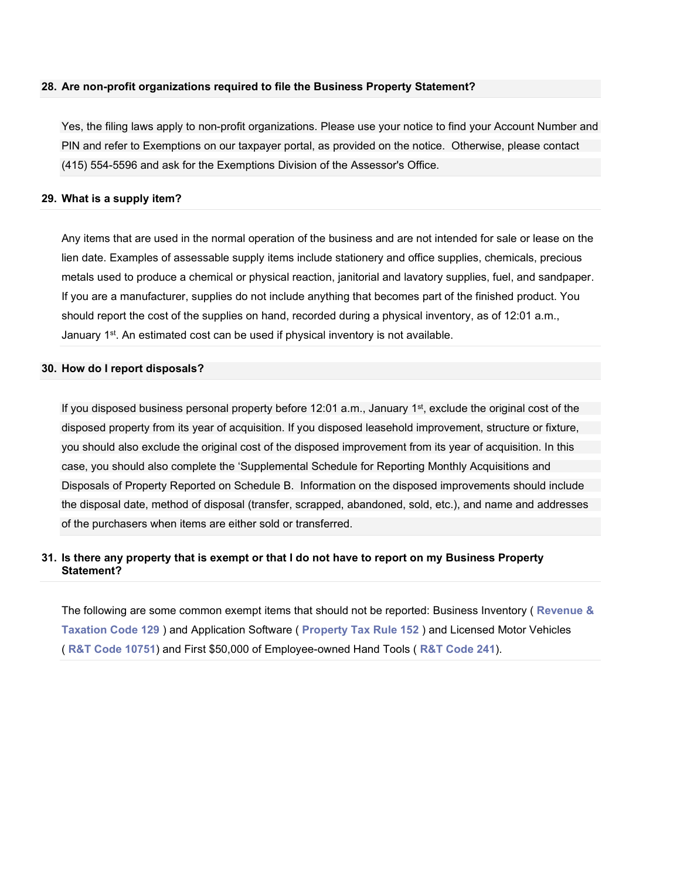**28. Are non-profit organizations required to file the Business Property Statement?**

Yes, the filing laws apply to non-profit organizations. Please use your notice to find your Account Number and PIN and refer to Exemptions on our taxpayer portal, as provided on the notice. Otherwise, please contact (415) 554-5596 and ask for the Exemptions Division of the Assessor's Office.

**29. What is a supply item?**

Any items that are used in the normal operation of the business and are not intended for sale or lease on the lien date. Examples of assessable supply items include stationery and office supplies, chemicals, precious metals used to produce a chemical or physical reaction, janitorial and lavatory supplies, fuel, and sandpaper. If you are a manufacturer, supplies do not include anything that becomes part of the finished product. You should report the cost of the supplies on hand, recorded during a physical inventory, as of 12:01 a.m., January 1st. An estimated cost can be used if physical inventory is not available.

**30. How do I report disposals?**

If you disposed business personal property before 12:01 a.m., January 1st, exclude the original cost of the disposed property from its year of acquisition. If you disposed leasehold improvement, structure or fixture, you should also exclude the original cost of the disposed improvement from its year of acquisition. In this case, you should also complete the 'Supplemental Schedule for Reporting Monthly Acquisitions and Disposals of Property Reported on Schedule B. Information on the disposed improvements should include the disposal date, method of disposal (transfer, scrapped, abandoned, sold, etc.), and name and addresses of the purchasers when items are either sold or transferred.

**31. Is there any property that is exempt or that I do not have to report on my Business Property Statement?**

The following are some common exempt items that should not be reported: Business Inventory ( Revenue & Taxation Code 129 ) and Application Software ( Property Tax Rule 152 ) and Licensed Motor Vehicles ( R&T Code 10751) and First $50,000 of Employee-owned Hand Tools ( R&T Code 241).